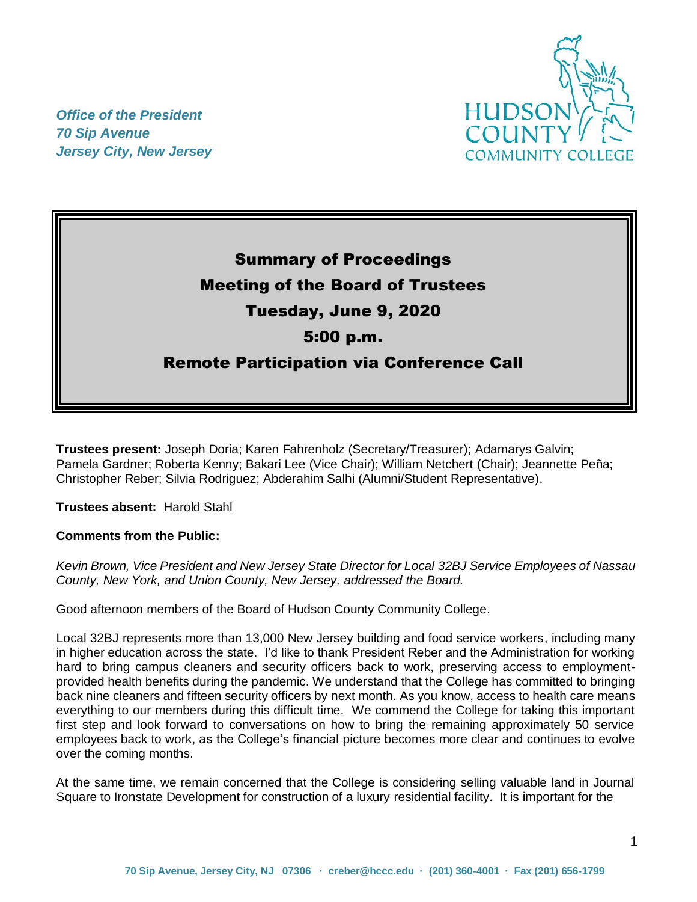*Office of the President*
*70 Sip Avenue*
*Jersey City, New Jersey*

# Summary of Proceedings
## Meeting of the Board of Trustees
## Tuesday, June 9, 2020
## 5:00 p.m.
## Remote Participation via Conference Call

**Trustees present:** Joseph Doria; Karen Fahrenholz (Secretary/Treasurer); Adamarys Galvin; Pamela Gardner; Roberta Kenny; Bakari Lee (Vice Chair); William Netchert (Chair); Jeannette Peña; Christopher Reber; Silvia Rodriguez; Abderahim Salhi (Alumni/Student Representative).

**Trustees absent:** Harold Stahl

**Comments from the Public:**

*Kevin Brown, Vice President and New Jersey State Director for Local 32BJ Service Employees of Nassau County, New York, and Union County, New Jersey, addressed the Board.*

Good afternoon members of the Board of Hudson County Community College.

Local 32BJ represents more than 13,000 New Jersey building and food service workers, including many in higher education across the state. I'd like to thank President Reber and the Administration for working hard to bring campus cleaners and security officers back to work, preserving access to employment-provided health benefits during the pandemic. We understand that the College has committed to bringing back nine cleaners and fifteen security officers by next month. As you know, access to health care means everything to our members during this difficult time. We commend the College for taking this important first step and look forward to conversations on how to bring the remaining approximately 50 service employees back to work, as the College's financial picture becomes more clear and continues to evolve over the coming months.

At the same time, we remain concerned that the College is considering selling valuable land in Journal Square to Ironstate Development for construction of a luxury residential facility. It is important for the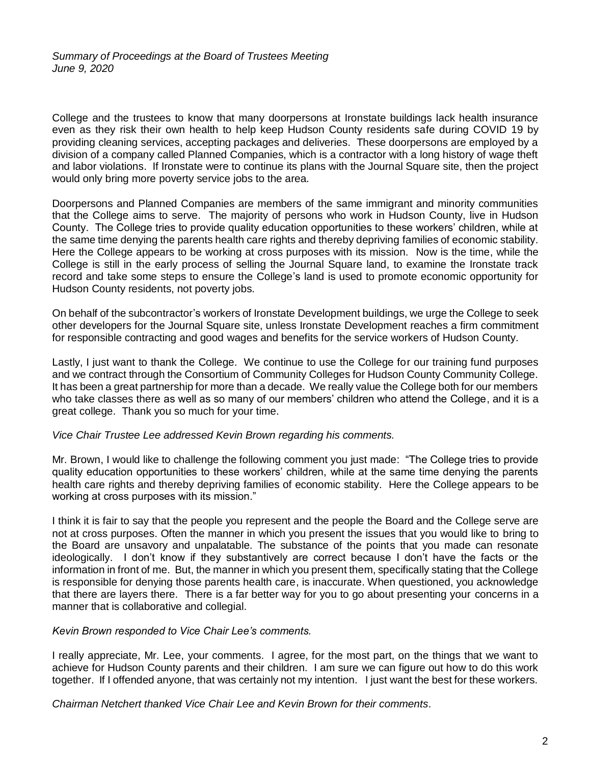College and the trustees to know that many doorpersons at Ironstate buildings lack health insurance even as they risk their own health to help keep Hudson County residents safe during COVID 19 by providing cleaning services, accepting packages and deliveries. These doorpersons are employed by a division of a company called Planned Companies, which is a contractor with a long history of wage theft and labor violations. If Ironstate were to continue its plans with the Journal Square site, then the project would only bring more poverty service jobs to the area.

Doorpersons and Planned Companies are members of the same immigrant and minority communities that the College aims to serve. The majority of persons who work in Hudson County, live in Hudson County. The College tries to provide quality education opportunities to these workers' children, while at the same time denying the parents health care rights and thereby depriving families of economic stability. Here the College appears to be working at cross purposes with its mission. Now is the time, while the College is still in the early process of selling the Journal Square land, to examine the Ironstate track record and take some steps to ensure the College's land is used to promote economic opportunity for Hudson County residents, not poverty jobs.

On behalf of the subcontractor's workers of Ironstate Development buildings, we urge the College to seek other developers for the Journal Square site, unless Ironstate Development reaches a firm commitment for responsible contracting and good wages and benefits for the service workers of Hudson County.

Lastly, I just want to thank the College. We continue to use the College for our training fund purposes and we contract through the Consortium of Community Colleges for Hudson County Community College. It has been a great partnership for more than a decade. We really value the College both for our members who take classes there as well as so many of our members' children who attend the College, and it is a great college. Thank you so much for your time.

*Vice Chair Trustee Lee addressed Kevin Brown regarding his comments.*

Mr. Brown, I would like to challenge the following comment you just made: "The College tries to provide quality education opportunities to these workers' children, while at the same time denying the parents health care rights and thereby depriving families of economic stability. Here the College appears to be working at cross purposes with its mission."

I think it is fair to say that the people you represent and the people the Board and the College serve are not at cross purposes. Often the manner in which you present the issues that you would like to bring to the Board are unsavory and unpalatable. The substance of the points that you made can resonate ideologically. I don't know if they substantively are correct because I don't have the facts or the information in front of me. But, the manner in which you present them, specifically stating that the College is responsible for denying those parents health care, is inaccurate. When questioned, you acknowledge that there are layers there. There is a far better way for you to go about presenting your concerns in a manner that is collaborative and collegial.

*Kevin Brown responded to Vice Chair Lee's comments.*

I really appreciate, Mr. Lee, your comments. I agree, for the most part, on the things that we want to achieve for Hudson County parents and their children. I am sure we can figure out how to do this work together. If I offended anyone, that was certainly not my intention. I just want the best for these workers.

*Chairman Netchert thanked Vice Chair Lee and Kevin Brown for their comments.*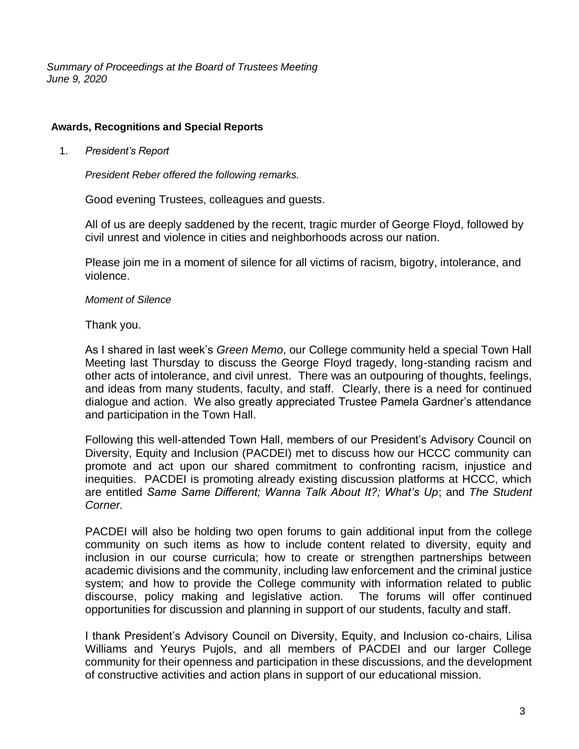*Summary of Proceedings at the Board of Trustees Meeting*
*June 9, 2020*

**Awards, Recognitions and Special Reports**

1. *President's Report*

   *President Reber offered the following remarks.*

   Good evening Trustees, colleagues and guests.

   All of us are deeply saddened by the recent, tragic murder of George Floyd, followed by civil unrest and violence in cities and neighborhoods across our nation.

   Please join me in a moment of silence for all victims of racism, bigotry, intolerance, and violence.

   *Moment of Silence*

   Thank you.

   As I shared in last week's *Green Memo*, our College community held a special Town Hall Meeting last Thursday to discuss the George Floyd tragedy, long-standing racism and other acts of intolerance, and civil unrest. There was an outpouring of thoughts, feelings, and ideas from many students, faculty, and staff. Clearly, there is a need for continued dialogue and action. We also greatly appreciated Trustee Pamela Gardner's attendance and participation in the Town Hall.

   Following this well-attended Town Hall, members of our President's Advisory Council on Diversity, Equity and Inclusion (PACDEI) met to discuss how our HCCC community can promote and act upon our shared commitment to confronting racism, injustice and inequities. PACDEI is promoting already existing discussion platforms at HCCC, which are entitled *Same Same Different; Wanna Talk About It?; What's Up*; and *The Student Corner.*

   PACDEI will also be holding two open forums to gain additional input from the college community on such items as how to include content related to diversity, equity and inclusion in our course curricula; how to create or strengthen partnerships between academic divisions and the community, including law enforcement and the criminal justice system; and how to provide the College community with information related to public discourse, policy making and legislative action. The forums will offer continued opportunities for discussion and planning in support of our students, faculty and staff.

   I thank President's Advisory Council on Diversity, Equity, and Inclusion co-chairs, Lilisa Williams and Yeurys Pujols, and all members of PACDEI and our larger College community for their openness and participation in these discussions, and the development of constructive activities and action plans in support of our educational mission.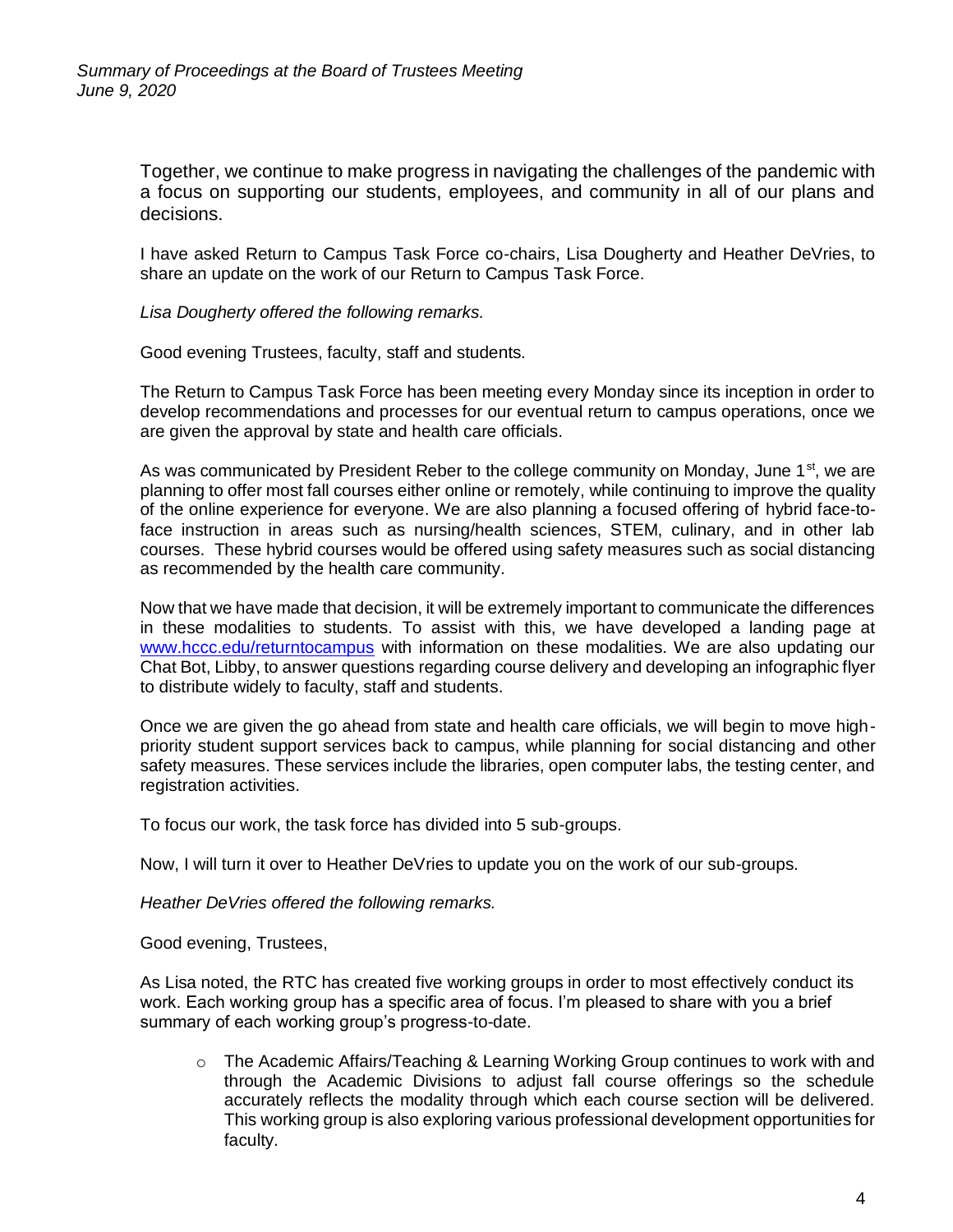Together, we continue to make progress in navigating the challenges of the pandemic with a focus on supporting our students, employees, and community in all of our plans and decisions.

I have asked Return to Campus Task Force co-chairs, Lisa Dougherty and Heather DeVries, to share an update on the work of our Return to Campus Task Force.

*Lisa Dougherty offered the following remarks.*

Good evening Trustees, faculty, staff and students.

The Return to Campus Task Force has been meeting every Monday since its inception in order to develop recommendations and processes for our eventual return to campus operations, once we are given the approval by state and health care officials.

As was communicated by President Reber to the college community on Monday, June 1st, we are planning to offer most fall courses either online or remotely, while continuing to improve the quality of the online experience for everyone. We are also planning a focused offering of hybrid face-to-face instruction in areas such as nursing/health sciences, STEM, culinary, and in other lab courses. These hybrid courses would be offered using safety measures such as social distancing as recommended by the health care community.

Now that we have made that decision, it will be extremely important to communicate the differences in these modalities to students. To assist with this, we have developed a landing page at [www.hccc.edu/returntocampus](http://www.hccc.edu/returntocampus) with information on these modalities. We are also updating our Chat Bot, Libby, to answer questions regarding course delivery and developing an infographic flyer to distribute widely to faculty, staff and students.

Once we are given the go ahead from state and health care officials, we will begin to move high-priority student support services back to campus, while planning for social distancing and other safety measures. These services include the libraries, open computer labs, the testing center, and registration activities.

To focus our work, the task force has divided into 5 sub-groups.

Now, I will turn it over to Heather DeVries to update you on the work of our sub-groups.

*Heather DeVries offered the following remarks.*

Good evening, Trustees,

As Lisa noted, the RTC has created five working groups in order to most effectively conduct its work. Each working group has a specific area of focus. I'm pleased to share with you a brief summary of each working group's progress-to-date.

- The Academic Affairs/Teaching & Learning Working Group continues to work with and through the Academic Divisions to adjust fall course offerings so the schedule accurately reflects the modality through which each course section will be delivered. This working group is also exploring various professional development opportunities for faculty.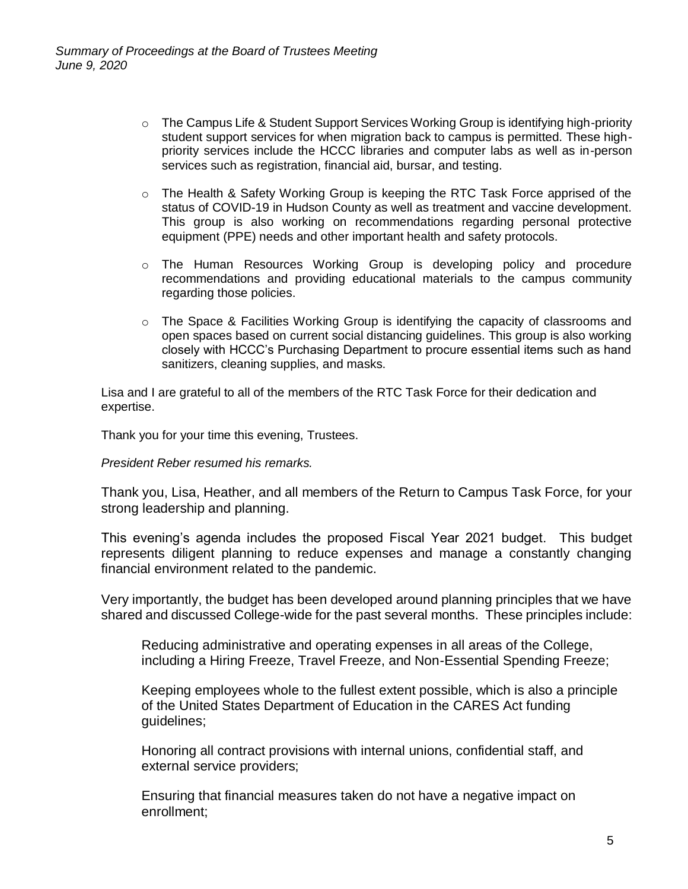- The Campus Life & Student Support Services Working Group is identifying high-priority student support services for when migration back to campus is permitted. These high-priority services include the HCCC libraries and computer labs as well as in-person services such as registration, financial aid, bursar, and testing.

- The Health & Safety Working Group is keeping the RTC Task Force apprised of the status of COVID-19 in Hudson County as well as treatment and vaccine development. This group is also working on recommendations regarding personal protective equipment (PPE) needs and other important health and safety protocols.

- The Human Resources Working Group is developing policy and procedure recommendations and providing educational materials to the campus community regarding those policies.

- The Space & Facilities Working Group is identifying the capacity of classrooms and open spaces based on current social distancing guidelines. This group is also working closely with HCCC's Purchasing Department to procure essential items such as hand sanitizers, cleaning supplies, and masks.

Lisa and I are grateful to all of the members of the RTC Task Force for their dedication and expertise.

Thank you for your time this evening, Trustees.

*President Reber resumed his remarks.*

Thank you, Lisa, Heather, and all members of the Return to Campus Task Force, for your strong leadership and planning.

This evening's agenda includes the proposed Fiscal Year 2021 budget. This budget represents diligent planning to reduce expenses and manage a constantly changing financial environment related to the pandemic.

Very importantly, the budget has been developed around planning principles that we have shared and discussed College-wide for the past several months. These principles include:

Reducing administrative and operating expenses in all areas of the College, including a Hiring Freeze, Travel Freeze, and Non-Essential Spending Freeze;

Keeping employees whole to the fullest extent possible, which is also a principle of the United States Department of Education in the CARES Act funding guidelines;

Honoring all contract provisions with internal unions, confidential staff, and external service providers;

Ensuring that financial measures taken do not have a negative impact on enrollment;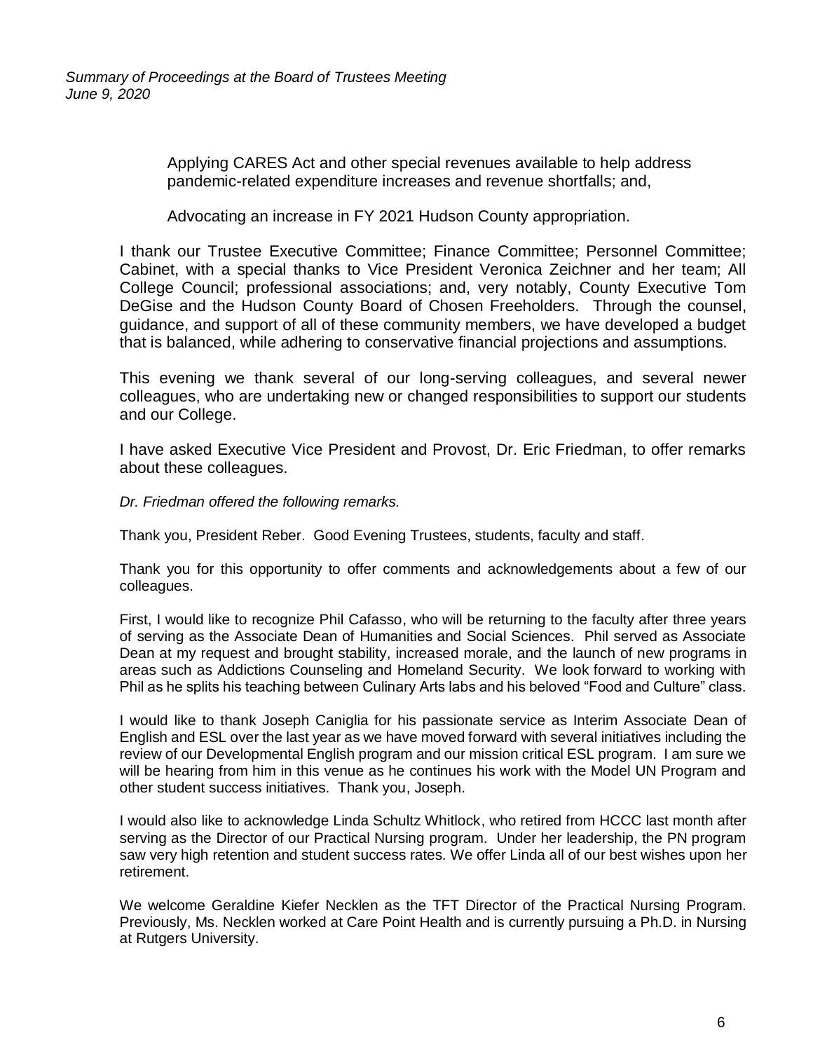Applying CARES Act and other special revenues available to help address pandemic-related expenditure increases and revenue shortfalls; and,

Advocating an increase in FY 2021 Hudson County appropriation.

I thank our Trustee Executive Committee; Finance Committee; Personnel Committee; Cabinet, with a special thanks to Vice President Veronica Zeichner and her team; All College Council; professional associations; and, very notably, County Executive Tom DeGise and the Hudson County Board of Chosen Freeholders. Through the counsel, guidance, and support of all of these community members, we have developed a budget that is balanced, while adhering to conservative financial projections and assumptions.

This evening we thank several of our long-serving colleagues, and several newer colleagues, who are undertaking new or changed responsibilities to support our students and our College.

I have asked Executive Vice President and Provost, Dr. Eric Friedman, to offer remarks about these colleagues.

*Dr. Friedman offered the following remarks.*

Thank you, President Reber. Good Evening Trustees, students, faculty and staff.

Thank you for this opportunity to offer comments and acknowledgements about a few of our colleagues.

First, I would like to recognize Phil Cafasso, who will be returning to the faculty after three years of serving as the Associate Dean of Humanities and Social Sciences. Phil served as Associate Dean at my request and brought stability, increased morale, and the launch of new programs in areas such as Addictions Counseling and Homeland Security. We look forward to working with Phil as he splits his teaching between Culinary Arts labs and his beloved "Food and Culture" class.

I would like to thank Joseph Caniglia for his passionate service as Interim Associate Dean of English and ESL over the last year as we have moved forward with several initiatives including the review of our Developmental English program and our mission critical ESL program. I am sure we will be hearing from him in this venue as he continues his work with the Model UN Program and other student success initiatives. Thank you, Joseph.

I would also like to acknowledge Linda Schultz Whitlock, who retired from HCCC last month after serving as the Director of our Practical Nursing program. Under her leadership, the PN program saw very high retention and student success rates. We offer Linda all of our best wishes upon her retirement.

We welcome Geraldine Kiefer Necklen as the TFT Director of the Practical Nursing Program. Previously, Ms. Necklen worked at Care Point Health and is currently pursuing a Ph.D. in Nursing at Rutgers University.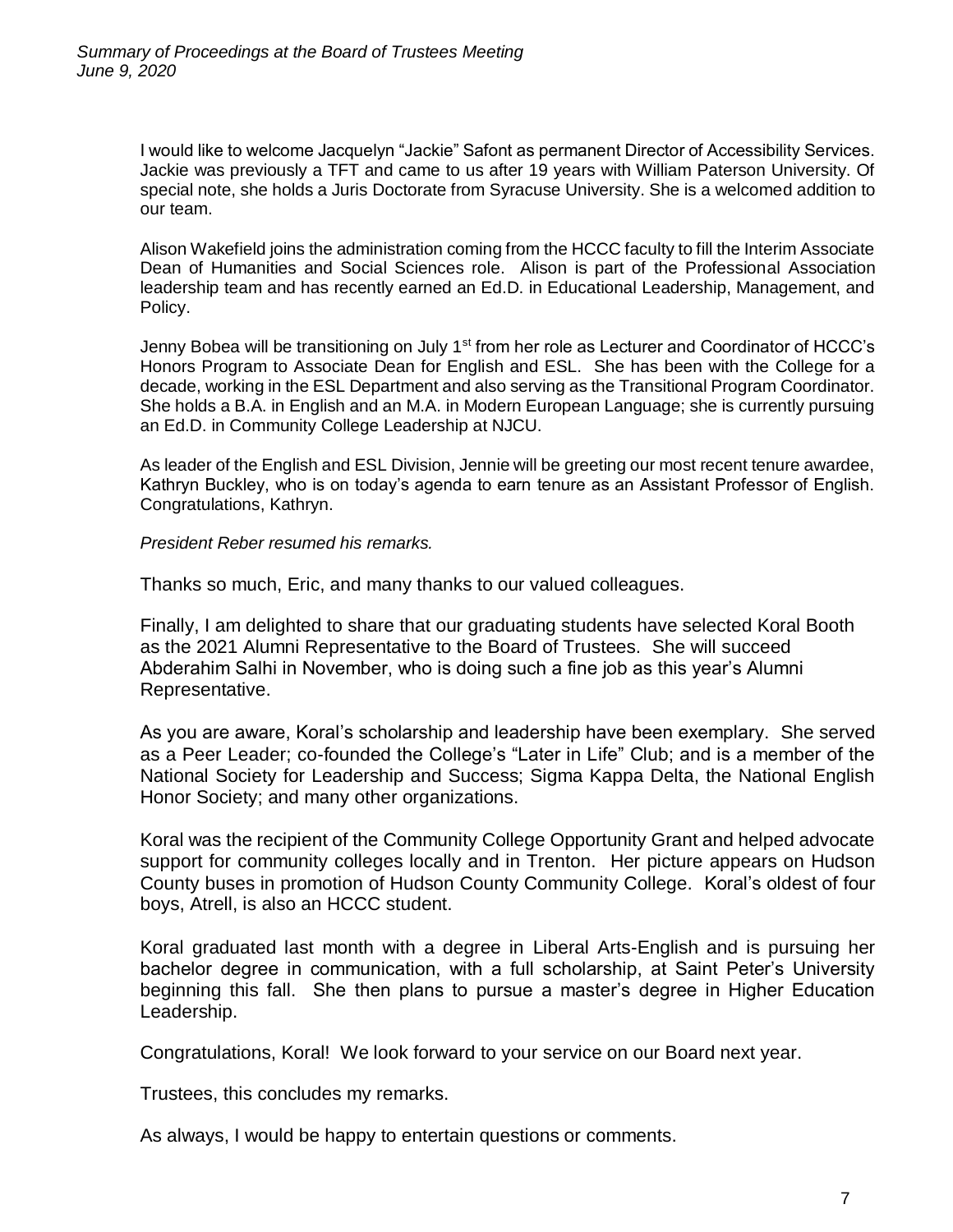I would like to welcome Jacquelyn "Jackie" Safont as permanent Director of Accessibility Services. Jackie was previously a TFT and came to us after 19 years with William Paterson University. Of special note, she holds a Juris Doctorate from Syracuse University. She is a welcomed addition to our team.

Alison Wakefield joins the administration coming from the HCCC faculty to fill the Interim Associate Dean of Humanities and Social Sciences role. Alison is part of the Professional Association leadership team and has recently earned an Ed.D. in Educational Leadership, Management, and Policy.

Jenny Bobea will be transitioning on July 1st from her role as Lecturer and Coordinator of HCCC's Honors Program to Associate Dean for English and ESL. She has been with the College for a decade, working in the ESL Department and also serving as the Transitional Program Coordinator. She holds a B.A. in English and an M.A. in Modern European Language; she is currently pursuing an Ed.D. in Community College Leadership at NJCU.

As leader of the English and ESL Division, Jennie will be greeting our most recent tenure awardee, Kathryn Buckley, who is on today's agenda to earn tenure as an Assistant Professor of English. Congratulations, Kathryn.

*President Reber resumed his remarks.*

Thanks so much, Eric, and many thanks to our valued colleagues.

Finally, I am delighted to share that our graduating students have selected Koral Booth as the 2021 Alumni Representative to the Board of Trustees. She will succeed Abderahim Salhi in November, who is doing such a fine job as this year's Alumni Representative.

As you are aware, Koral's scholarship and leadership have been exemplary. She served as a Peer Leader; co-founded the College's "Later in Life" Club; and is a member of the National Society for Leadership and Success; Sigma Kappa Delta, the National English Honor Society; and many other organizations.

Koral was the recipient of the Community College Opportunity Grant and helped advocate support for community colleges locally and in Trenton. Her picture appears on Hudson County buses in promotion of Hudson County Community College. Koral's oldest of four boys, Atrell, is also an HCCC student.

Koral graduated last month with a degree in Liberal Arts-English and is pursuing her bachelor degree in communication, with a full scholarship, at Saint Peter's University beginning this fall. She then plans to pursue a master's degree in Higher Education Leadership.

Congratulations, Koral! We look forward to your service on our Board next year.

Trustees, this concludes my remarks.

As always, I would be happy to entertain questions or comments.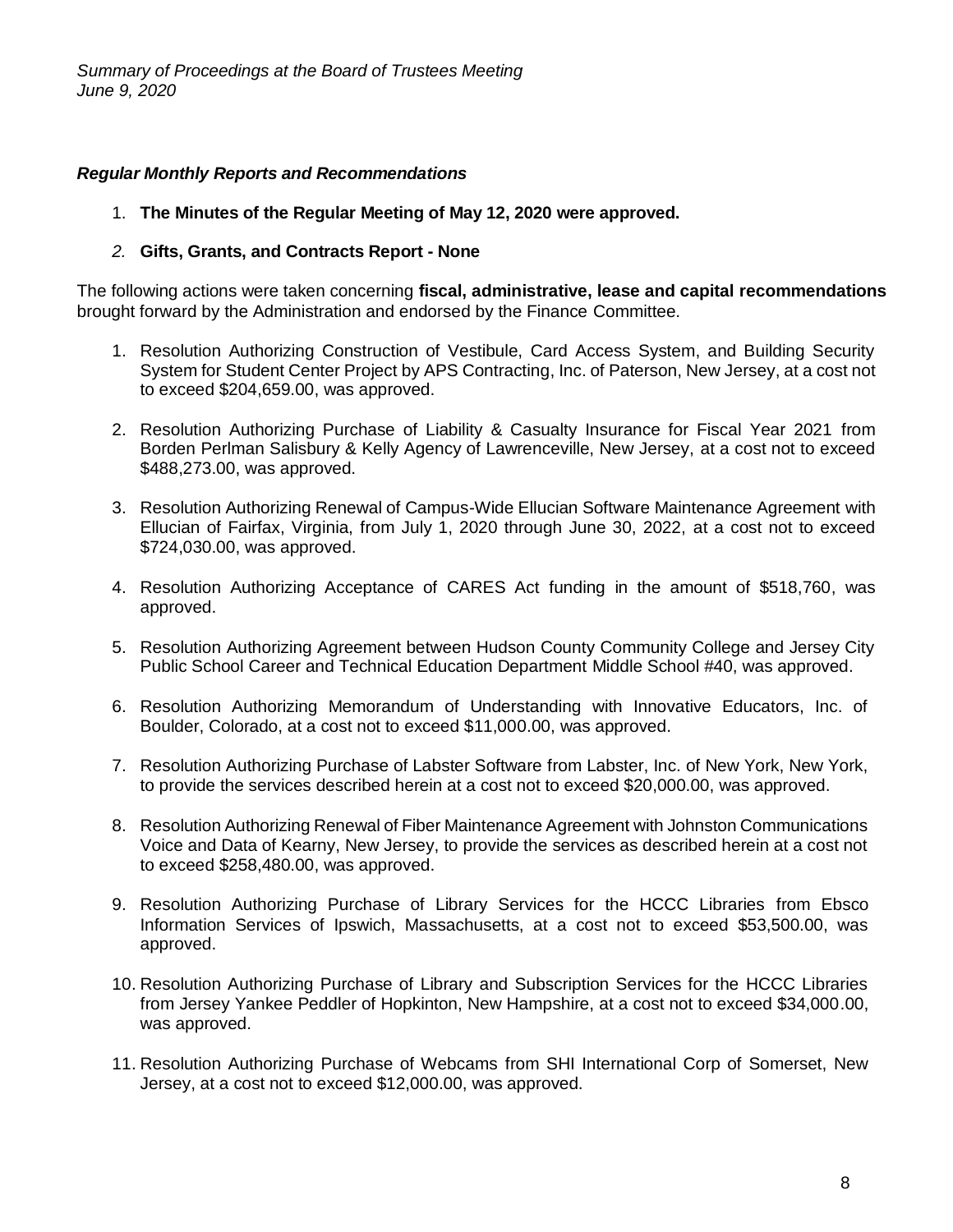### *Regular Monthly Reports and Recommendations*

1. **The Minutes of the Regular Meeting of May 12, 2020 were approved.**

2. **Gifts, Grants, and Contracts Report - None**

The following actions were taken concerning **fiscal, administrative, lease and capital recommendations** brought forward by the Administration and endorsed by the Finance Committee.

1. Resolution Authorizing Construction of Vestibule, Card Access System, and Building Security System for Student Center Project by APS Contracting, Inc. of Paterson, New Jersey, at a cost not to exceed $204,659.00, was approved.

2. Resolution Authorizing Purchase of Liability & Casualty Insurance for Fiscal Year 2021 from Borden Perlman Salisbury & Kelly Agency of Lawrenceville, New Jersey, at a cost not to exceed $488,273.00, was approved.

3. Resolution Authorizing Renewal of Campus-Wide Ellucian Software Maintenance Agreement with Ellucian of Fairfax, Virginia, from July 1, 2020 through June 30, 2022, at a cost not to exceed $724,030.00, was approved.

4. Resolution Authorizing Acceptance of CARES Act funding in the amount of $518,760, was approved.

5. Resolution Authorizing Agreement between Hudson County Community College and Jersey City Public School Career and Technical Education Department Middle School #40, was approved.

6. Resolution Authorizing Memorandum of Understanding with Innovative Educators, Inc. of Boulder, Colorado, at a cost not to exceed $11,000.00, was approved.

7. Resolution Authorizing Purchase of Labster Software from Labster, Inc. of New York, New York, to provide the services described herein at a cost not to exceed $20,000.00, was approved.

8. Resolution Authorizing Renewal of Fiber Maintenance Agreement with Johnston Communications Voice and Data of Kearny, New Jersey, to provide the services as described herein at a cost not to exceed $258,480.00, was approved.

9. Resolution Authorizing Purchase of Library Services for the HCCC Libraries from Ebsco Information Services of Ipswich, Massachusetts, at a cost not to exceed $53,500.00, was approved.

10. Resolution Authorizing Purchase of Library and Subscription Services for the HCCC Libraries from Jersey Yankee Peddler of Hopkinton, New Hampshire, at a cost not to exceed $34,000.00, was approved.

11. Resolution Authorizing Purchase of Webcams from SHI International Corp of Somerset, New Jersey, at a cost not to exceed $12,000.00, was approved.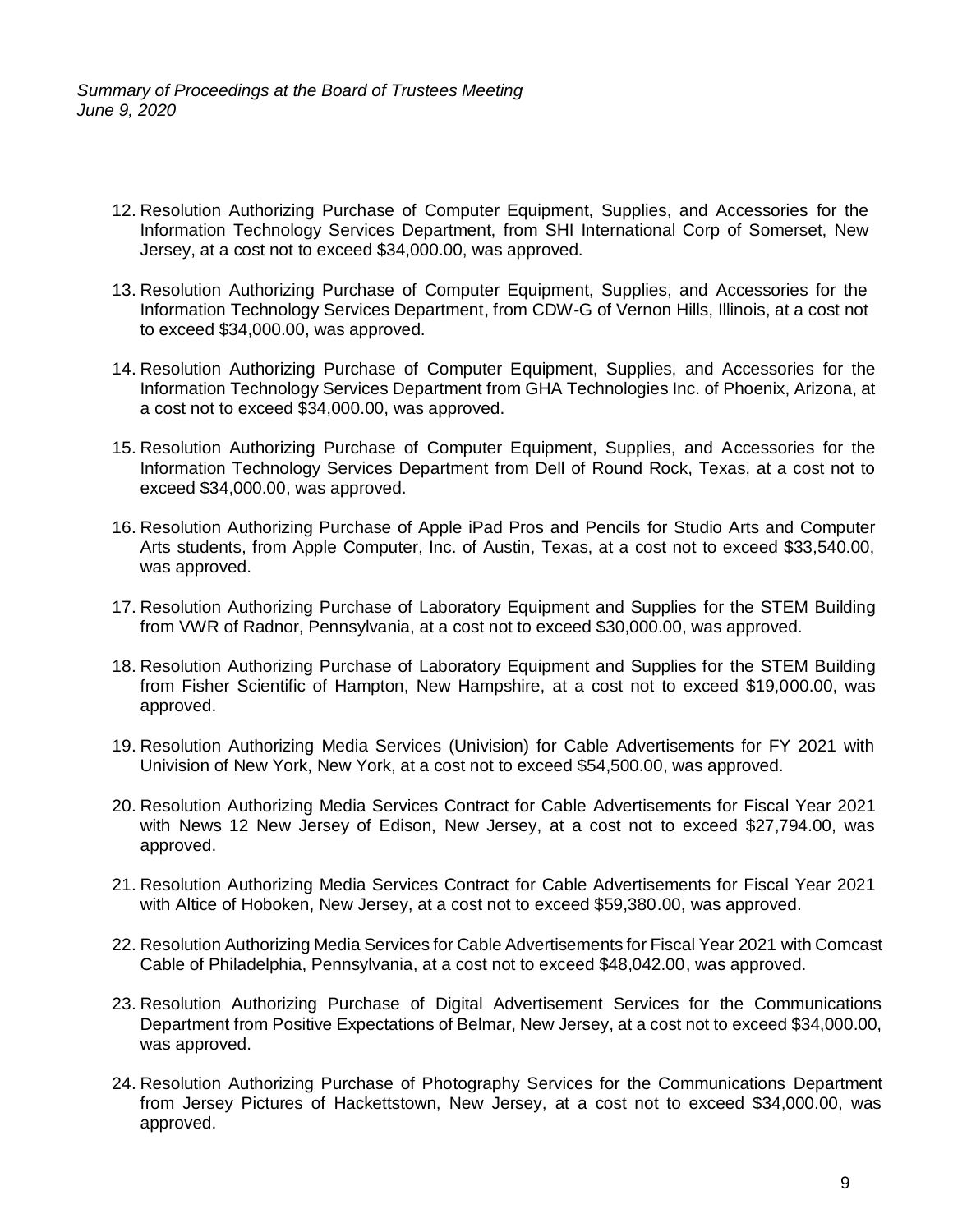12. Resolution Authorizing Purchase of Computer Equipment, Supplies, and Accessories for the Information Technology Services Department, from SHI International Corp of Somerset, New Jersey, at a cost not to exceed $34,000.00, was approved.

13. Resolution Authorizing Purchase of Computer Equipment, Supplies, and Accessories for the Information Technology Services Department, from CDW-G of Vernon Hills, Illinois, at a cost not to exceed $34,000.00, was approved.

14. Resolution Authorizing Purchase of Computer Equipment, Supplies, and Accessories for the Information Technology Services Department from GHA Technologies Inc. of Phoenix, Arizona, at a cost not to exceed $34,000.00, was approved.

15. Resolution Authorizing Purchase of Computer Equipment, Supplies, and Accessories for the Information Technology Services Department from Dell of Round Rock, Texas, at a cost not to exceed $34,000.00, was approved.

16. Resolution Authorizing Purchase of Apple iPad Pros and Pencils for Studio Arts and Computer Arts students, from Apple Computer, Inc. of Austin, Texas, at a cost not to exceed $33,540.00, was approved.

17. Resolution Authorizing Purchase of Laboratory Equipment and Supplies for the STEM Building from VWR of Radnor, Pennsylvania, at a cost not to exceed $30,000.00, was approved.

18. Resolution Authorizing Purchase of Laboratory Equipment and Supplies for the STEM Building from Fisher Scientific of Hampton, New Hampshire, at a cost not to exceed $19,000.00, was approved.

19. Resolution Authorizing Media Services (Univision) for Cable Advertisements for FY 2021 with Univision of New York, New York, at a cost not to exceed $54,500.00, was approved.

20. Resolution Authorizing Media Services Contract for Cable Advertisements for Fiscal Year 2021 with News 12 New Jersey of Edison, New Jersey, at a cost not to exceed $27,794.00, was approved.

21. Resolution Authorizing Media Services Contract for Cable Advertisements for Fiscal Year 2021 with Altice of Hoboken, New Jersey, at a cost not to exceed $59,380.00, was approved.

22. Resolution Authorizing Media Services for Cable Advertisements for Fiscal Year 2021 with Comcast Cable of Philadelphia, Pennsylvania, at a cost not to exceed $48,042.00, was approved.

23. Resolution Authorizing Purchase of Digital Advertisement Services for the Communications Department from Positive Expectations of Belmar, New Jersey, at a cost not to exceed $34,000.00, was approved.

24. Resolution Authorizing Purchase of Photography Services for the Communications Department from Jersey Pictures of Hackettstown, New Jersey, at a cost not to exceed $34,000.00, was approved.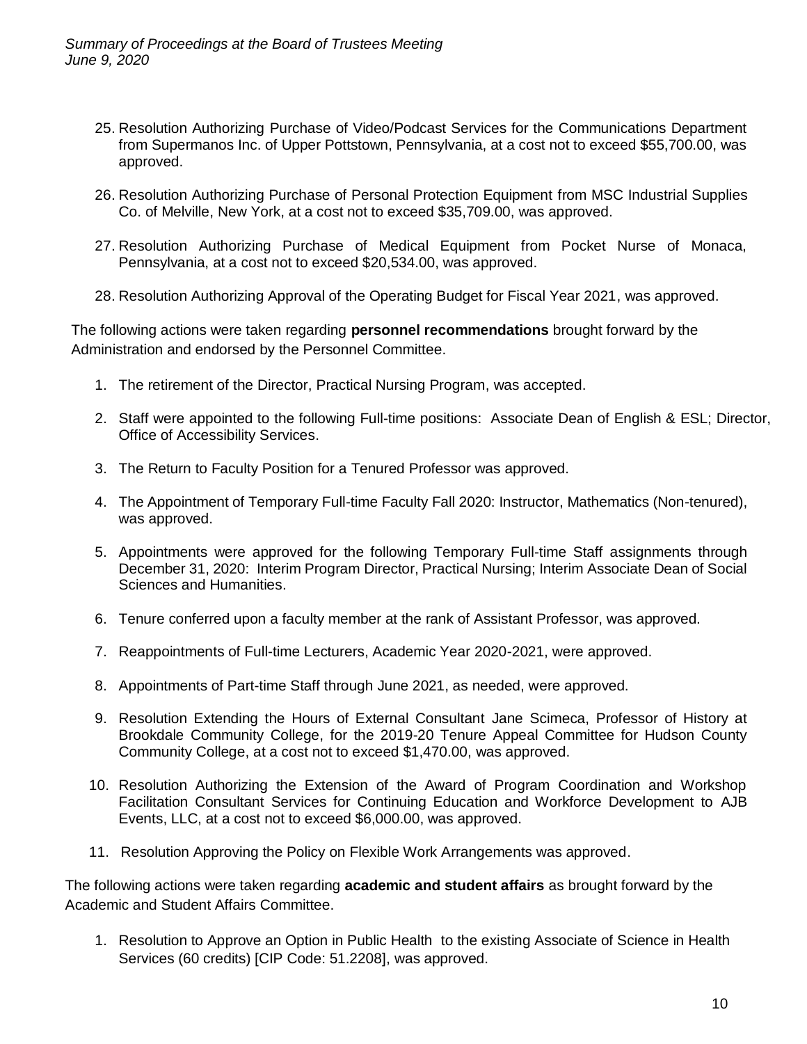25. Resolution Authorizing Purchase of Video/Podcast Services for the Communications Department from Supermanos Inc. of Upper Pottstown, Pennsylvania, at a cost not to exceed $55,700.00, was approved.

26. Resolution Authorizing Purchase of Personal Protection Equipment from MSC Industrial Supplies Co. of Melville, New York, at a cost not to exceed $35,709.00, was approved.

27. Resolution Authorizing Purchase of Medical Equipment from Pocket Nurse of Monaca, Pennsylvania, at a cost not to exceed $20,534.00, was approved.

28. Resolution Authorizing Approval of the Operating Budget for Fiscal Year 2021, was approved.

The following actions were taken regarding **personnel recommendations** brought forward by the Administration and endorsed by the Personnel Committee.

1. The retirement of the Director, Practical Nursing Program, was accepted.

2. Staff were appointed to the following Full-time positions: Associate Dean of English & ESL; Director, Office of Accessibility Services.

3. The Return to Faculty Position for a Tenured Professor was approved.

4. The Appointment of Temporary Full-time Faculty Fall 2020: Instructor, Mathematics (Non-tenured), was approved.

5. Appointments were approved for the following Temporary Full-time Staff assignments through December 31, 2020: Interim Program Director, Practical Nursing; Interim Associate Dean of Social Sciences and Humanities.

6. Tenure conferred upon a faculty member at the rank of Assistant Professor, was approved.

7. Reappointments of Full-time Lecturers, Academic Year 2020-2021, were approved.

8. Appointments of Part-time Staff through June 2021, as needed, were approved.

9. Resolution Extending the Hours of External Consultant Jane Scimeca, Professor of History at Brookdale Community College, for the 2019-20 Tenure Appeal Committee for Hudson County Community College, at a cost not to exceed $1,470.00, was approved.

10. Resolution Authorizing the Extension of the Award of Program Coordination and Workshop Facilitation Consultant Services for Continuing Education and Workforce Development to AJB Events, LLC, at a cost not to exceed $6,000.00, was approved.

11. Resolution Approving the Policy on Flexible Work Arrangements was approved.

The following actions were taken regarding **academic and student affairs** as brought forward by the Academic and Student Affairs Committee.

1. Resolution to Approve an Option in Public Health to the existing Associate of Science in Health Services (60 credits) [CIP Code: 51.2208], was approved.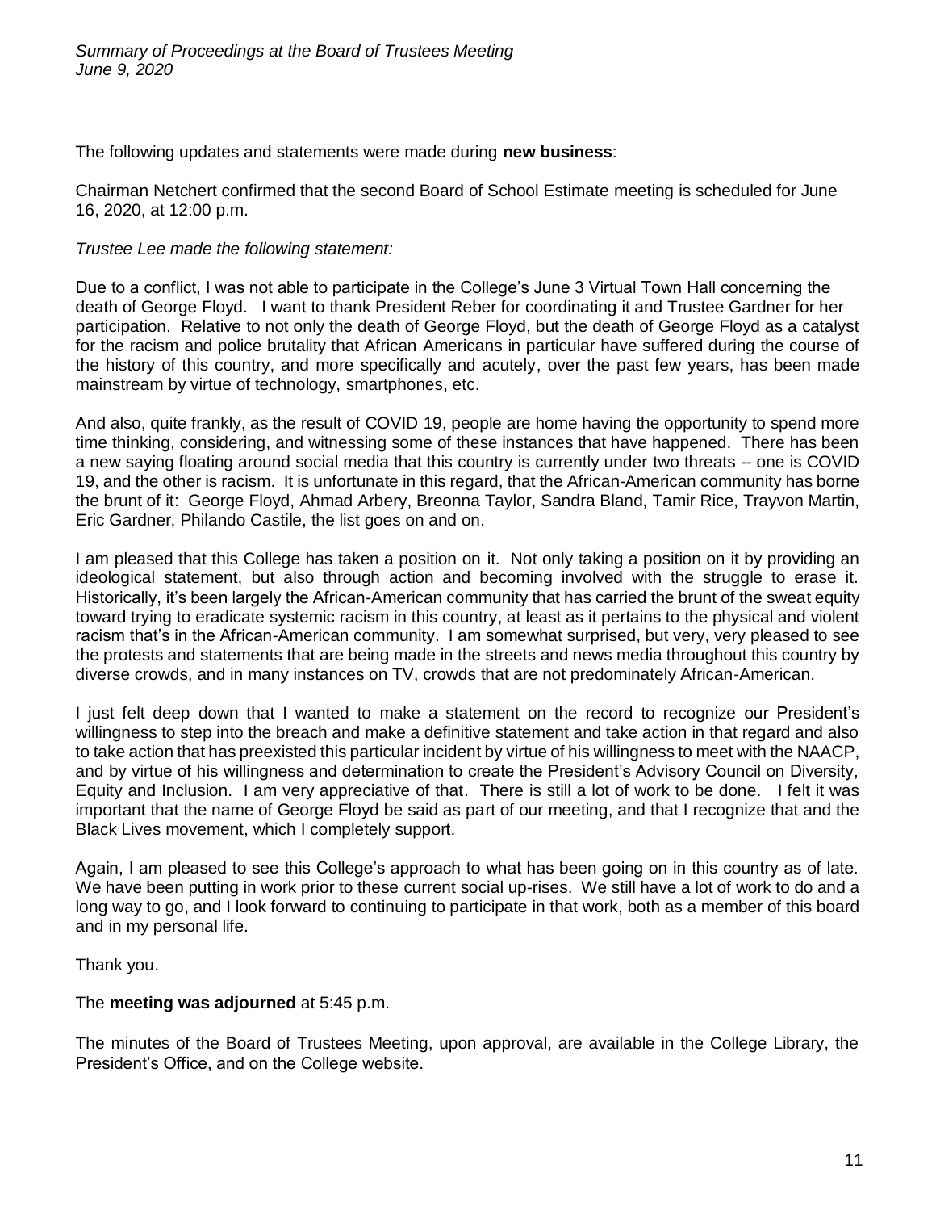The following updates and statements were made during **new business**:

Chairman Netchert confirmed that the second Board of School Estimate meeting is scheduled for June 16, 2020, at 12:00 p.m.

*Trustee Lee made the following statement:*

Due to a conflict, I was not able to participate in the College's June 3 Virtual Town Hall concerning the death of George Floyd. I want to thank President Reber for coordinating it and Trustee Gardner for her participation. Relative to not only the death of George Floyd, but the death of George Floyd as a catalyst for the racism and police brutality that African Americans in particular have suffered during the course of the history of this country, and more specifically and acutely, over the past few years, has been made mainstream by virtue of technology, smartphones, etc.

And also, quite frankly, as the result of COVID 19, people are home having the opportunity to spend more time thinking, considering, and witnessing some of these instances that have happened. There has been a new saying floating around social media that this country is currently under two threats -- one is COVID 19, and the other is racism. It is unfortunate in this regard, that the African-American community has borne the brunt of it: George Floyd, Ahmad Arbery, Breonna Taylor, Sandra Bland, Tamir Rice, Trayvon Martin, Eric Gardner, Philando Castile, the list goes on and on.

I am pleased that this College has taken a position on it. Not only taking a position on it by providing an ideological statement, but also through action and becoming involved with the struggle to erase it. Historically, it's been largely the African-American community that has carried the brunt of the sweat equity toward trying to eradicate systemic racism in this country, at least as it pertains to the physical and violent racism that's in the African-American community. I am somewhat surprised, but very, very pleased to see the protests and statements that are being made in the streets and news media throughout this country by diverse crowds, and in many instances on TV, crowds that are not predominately African-American.

I just felt deep down that I wanted to make a statement on the record to recognize our President's willingness to step into the breach and make a definitive statement and take action in that regard and also to take action that has preexisted this particular incident by virtue of his willingness to meet with the NAACP, and by virtue of his willingness and determination to create the President's Advisory Council on Diversity, Equity and Inclusion. I am very appreciative of that. There is still a lot of work to be done. I felt it was important that the name of George Floyd be said as part of our meeting, and that I recognize that and the Black Lives movement, which I completely support.

Again, I am pleased to see this College's approach to what has been going on in this country as of late. We have been putting in work prior to these current social up-rises. We still have a lot of work to do and a long way to go, and I look forward to continuing to participate in that work, both as a member of this board and in my personal life.

Thank you.

The **meeting was adjourned** at 5:45 p.m.

The minutes of the Board of Trustees Meeting, upon approval, are available in the College Library, the President's Office, and on the College website.